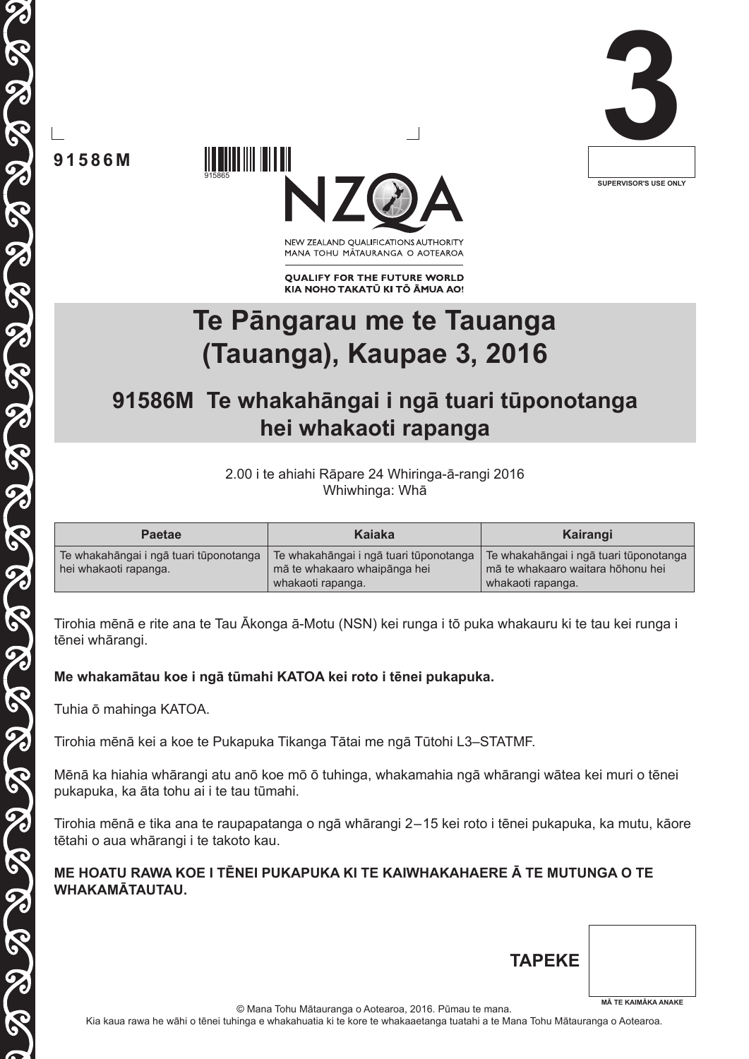**91586M**

915865

**3**

SUPERVISOR'S USE ONLY

NEW ZEALAND QUALIFICATIONS AUTHORITY
MANA TOHU MĀTAURANGA O AOTEAROA

**QUALIFY FOR THE FUTURE WORLD**
**KIA NOHO TAKATŪ KI TŌ ĀMUA AO!**

# Te Pāngarau me te Tauanga (Tauanga), Kaupae 3, 2016

## 91586M Te whakahāngai i ngā tuari tūponotanga hei whakaoti rapanga

2.00 i te ahiahi Rāpare 24 Whiringa-ā-rangi 2016
Whiwhinga: Whā

| Paetae | Kaiaka | Kairangi |
| --- | --- | --- |
| Te whakahāngai i ngā tuari tūponotanga hei whakaoti rapanga. | Te whakahāngai i ngā tuari tūponotanga mā te whakaaro whaipānga hei whakaoti rapanga. | Te whakahāngai i ngā tuari tūponotanga mā te whakaaro waitara hōhonu hei whakaoti rapanga. |

Tirohia mēnā e rite ana te Tau Ākonga ā-Motu (NSN) kei runga i tō puka whakauru ki te tau kei runga i tēnei whārangi.

**Me whakamātau koe i ngā tūmahi KATOA kei roto i tēnei pukapuka.**

Tuhia ō mahinga KATOA.

Tirohia mēnā kei a koe te Pukapuka Tikanga Tātai me ngā Tūtohi L3–STATMF.

Mēnā ka hiahia whārangi atu anō koe mō ō tuhinga, whakamahia ngā whārangi wātea kei muri o tēnei pukapuka, ka āta tohu ai i te tau tūmahi.

Tirohia mēnā e tika ana te raupapatanga o ngā whārangi 2–15 kei roto i tēnei pukapuka, ka mutu, kāore tētahi o aua whārangi i te takoto kau.

**ME HOATU RAWA KOE I TĒNEI PUKAPUKA KI TE KAIWHAKAHAERE Ā TE MUTUNGA O TE WHAKAMĀTAUTAU.**

**TAPEKE**

MĀ TE KAIMĀKA ANAKE

© Mana Tohu Mātauranga o Aotearoa, 2016. Pūmau te mana.
Kia kaua rawa he wāhi o tēnei tuhinga e whakahuatia ki te kore te whakaaetanga tuatahi a te Mana Tohu Mātauranga o Aotearoa.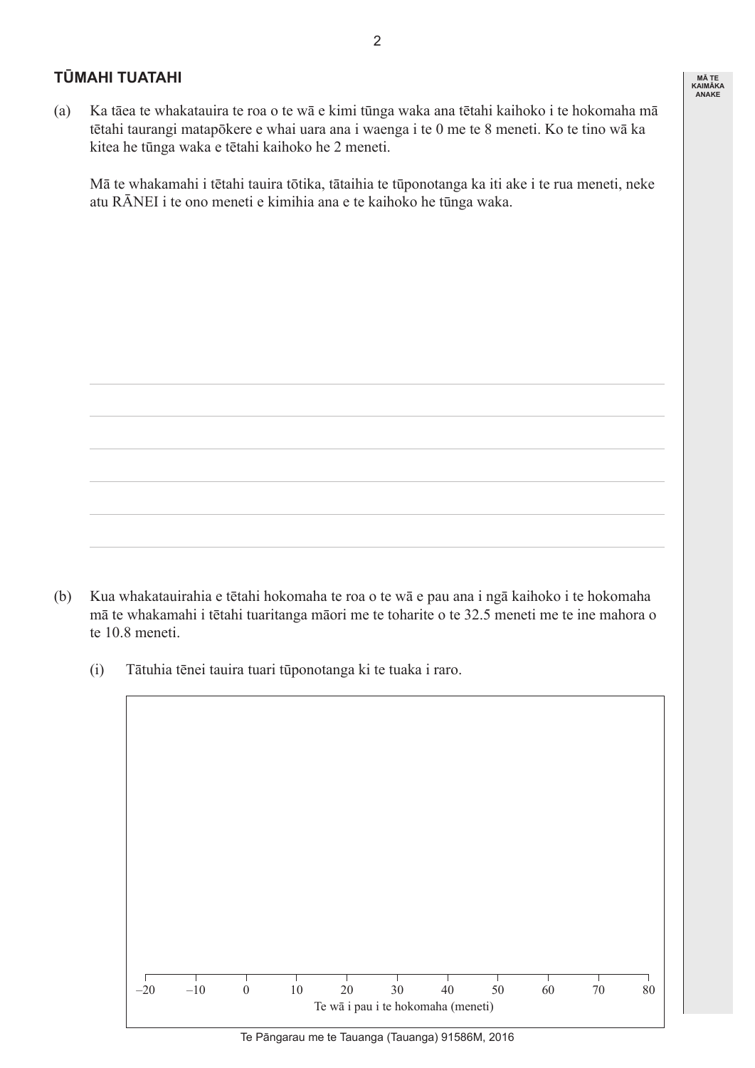## TŪMAHI TUATAHI

(a) Ka tāea te whakatauira te roa o te wā e kimi tūnga waka ana tētahi kaihoko i te hokomaha mā tētahi taurangi matapōkere e whai uara ana i waenga i te 0 me te 8 meneti. Ko te tino wā ka kitea he tūnga waka e tētahi kaihoko he 2 meneti.

Mā te whakamahi i tētahi tauira tōtika, tātaihia te tūponotanga ka iti ake i te rua meneti, neke atu RĀNEI i te ono meneti e kimihia ana e te kaihoko he tūnga waka.

(b) Kua whakatauirahia e tētahi hokomaha te roa o te wā e pau ana i ngā kaihoko i te hokomaha mā te whakamahi i tētahi tuaritanga māori me te toharite o te 32.5 meneti me te ine mahora o te 10.8 meneti.

(i) Tātuhia tēnei tauira tuari tūponotanga ki te tuaka i raro.

–20 –10 0 10 20 30 40 50 60 70 80

Te wā i pau i te hokomaha (meneti)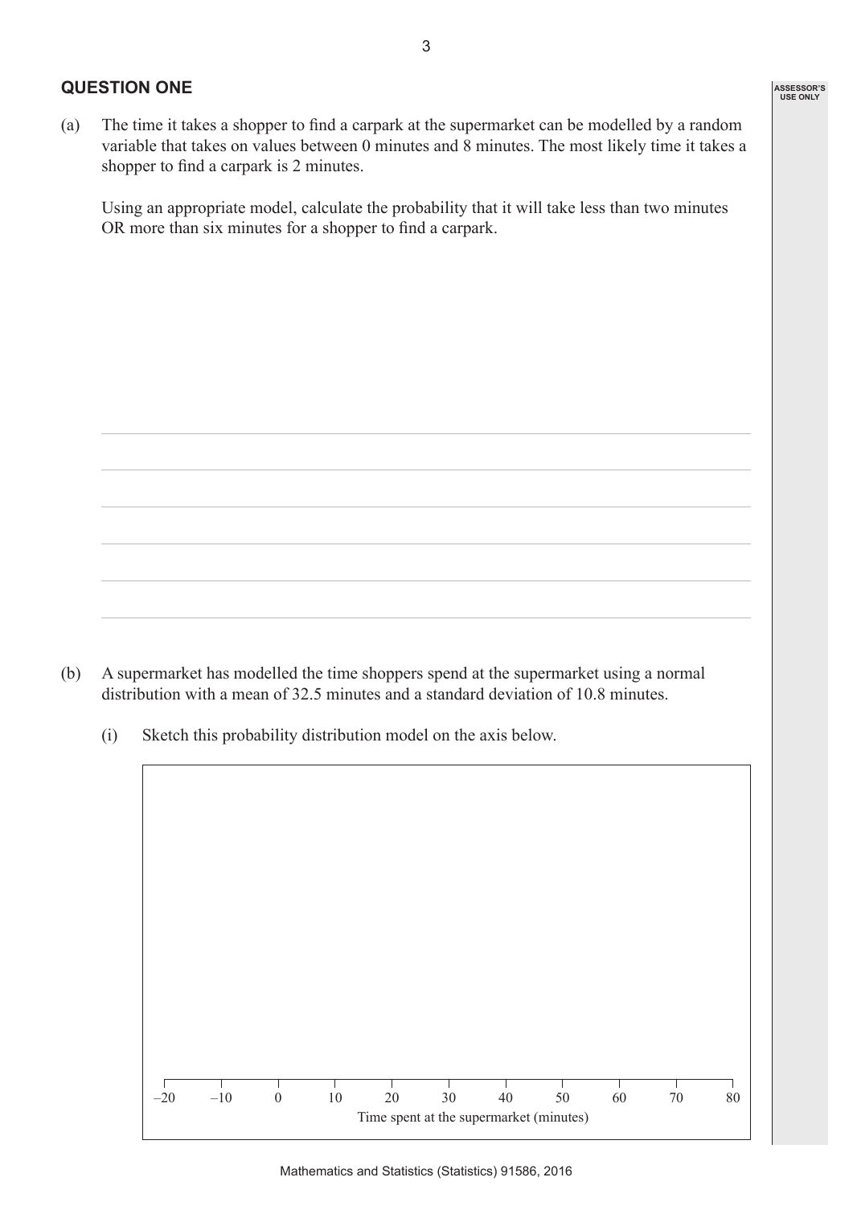## QUESTION ONE

(a) The time it takes a shopper to find a carpark at the supermarket can be modelled by a random variable that takes on values between 0 minutes and 8 minutes. The most likely time it takes a shopper to find a carpark is 2 minutes.

Using an appropriate model, calculate the probability that it will take less than two minutes OR more than six minutes for a shopper to find a carpark.

(b) A supermarket has modelled the time shoppers spend at the supermarket using a normal distribution with a mean of 32.5 minutes and a standard deviation of 10.8 minutes.

(i) Sketch this probability distribution model on the axis below.

–20 –10 0 10 20 30 40 50 60 70 80

Time spent at the supermarket (minutes)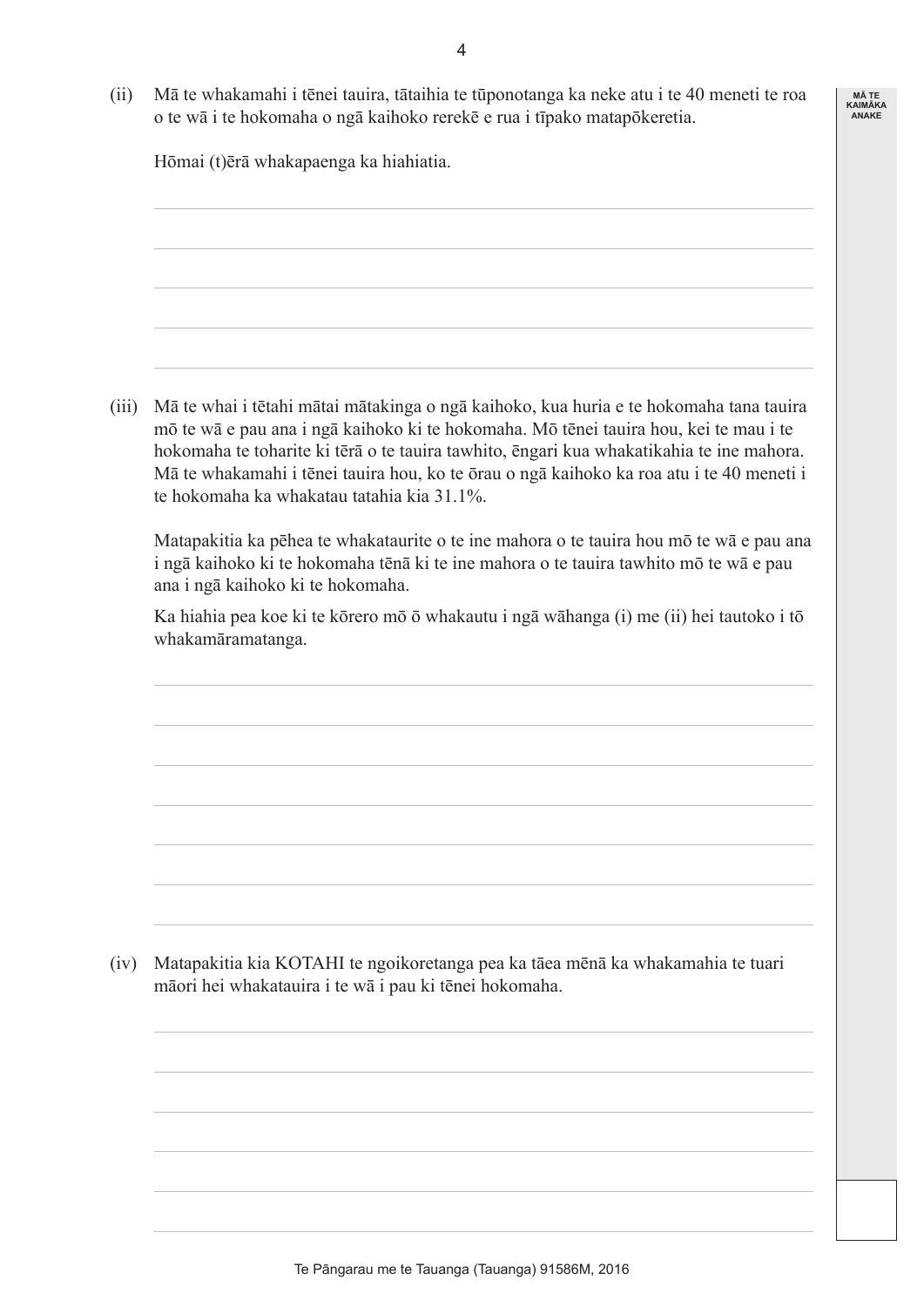(ii) Mā te whakamahi i tēnei tauira, tātaihia te tūponotanga ka neke atu i te 40 meneti te roa o te wā i te hokomaha o ngā kaihoko rerekē e rua i tīpako matapōkeretia.

Hōmai (t)ērā whakapaenga ka hiahiatia.

(iii) Mā te whai i tētahi mātai mātakinga o ngā kaihoko, kua huria e te hokomaha tana tauira mō te wā e pau ana i ngā kaihoko ki te hokomaha. Mō tēnei tauira hou, kei te mau i te hokomaha te toharite ki tērā o te tauira tawhito, ēngari kua whakatikahia te ine mahora. Mā te whakamahi i tēnei tauira hou, ko te ōrau o ngā kaihoko ka roa atu i te 40 meneti i te hokomaha ka whakatau tatahia kia 31.1%.

Matapakitia ka pēhea te whakataurite o te ine mahora o te tauira hou mō te wā e pau ana i ngā kaihoko ki te hokomaha tēnā ki te ine mahora o te tauira tawhito mō te wā e pau ana i ngā kaihoko ki te hokomaha.

Ka hiahia pea koe ki te kōrero mō ō whakautu i ngā wāhanga (i) me (ii) hei tautoko i tō whakamāramatanga.

(iv) Matapakitia kia KOTAHI te ngoikoretanga pea ka tāea mēnā ka whakamahia te tuari māori hei whakatauira i te wā i pau ki tēnei hokomaha.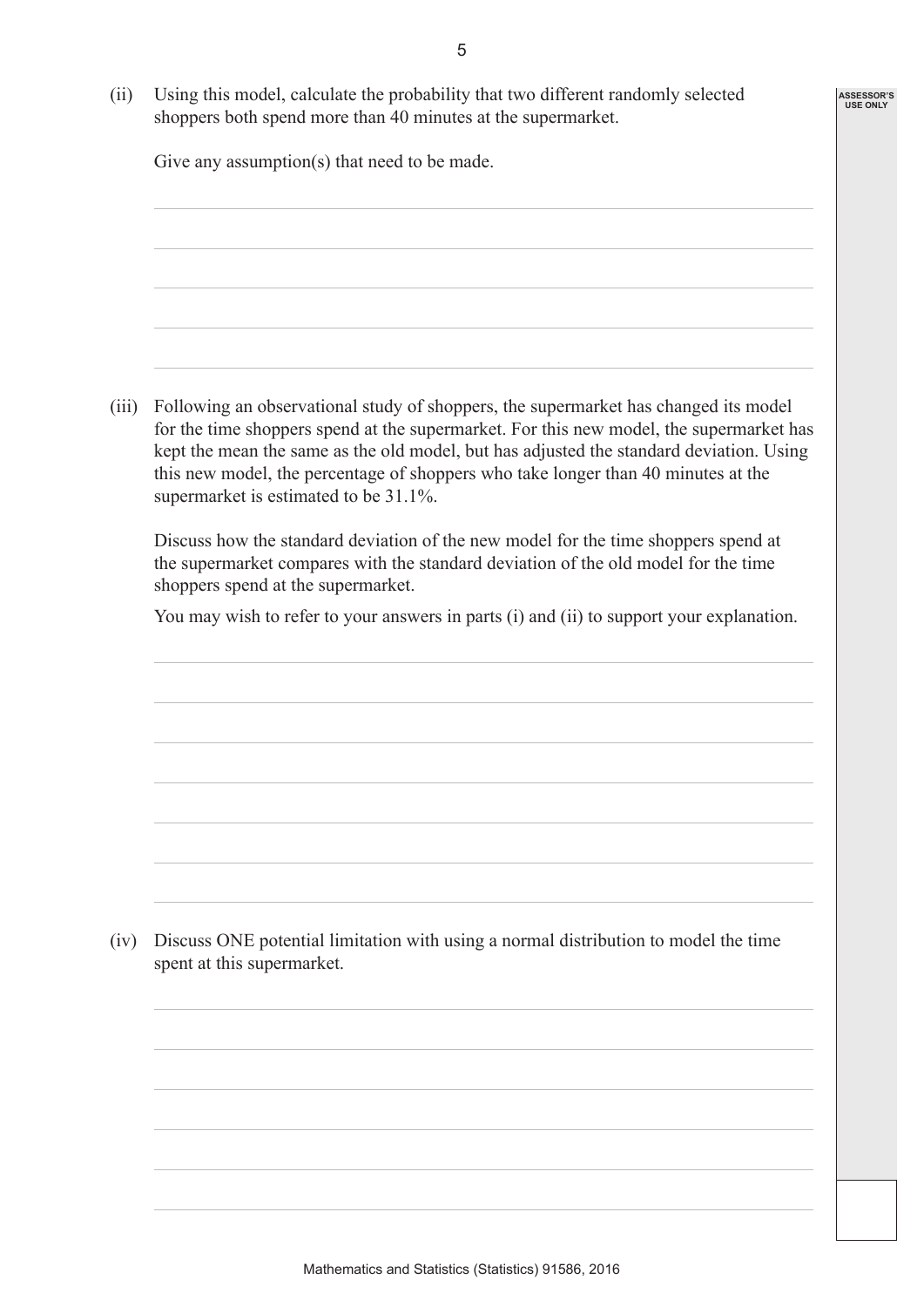(ii) Using this model, calculate the probability that two different randomly selected shoppers both spend more than 40 minutes at the supermarket.

Give any assumption(s) that need to be made.

(iii) Following an observational study of shoppers, the supermarket has changed its model for the time shoppers spend at the supermarket. For this new model, the supermarket has kept the mean the same as the old model, but has adjusted the standard deviation. Using this new model, the percentage of shoppers who take longer than 40 minutes at the supermarket is estimated to be 31.1%.

Discuss how the standard deviation of the new model for the time shoppers spend at the supermarket compares with the standard deviation of the old model for the time shoppers spend at the supermarket.

You may wish to refer to your answers in parts (i) and (ii) to support your explanation.

(iv) Discuss ONE potential limitation with using a normal distribution to model the time spent at this supermarket.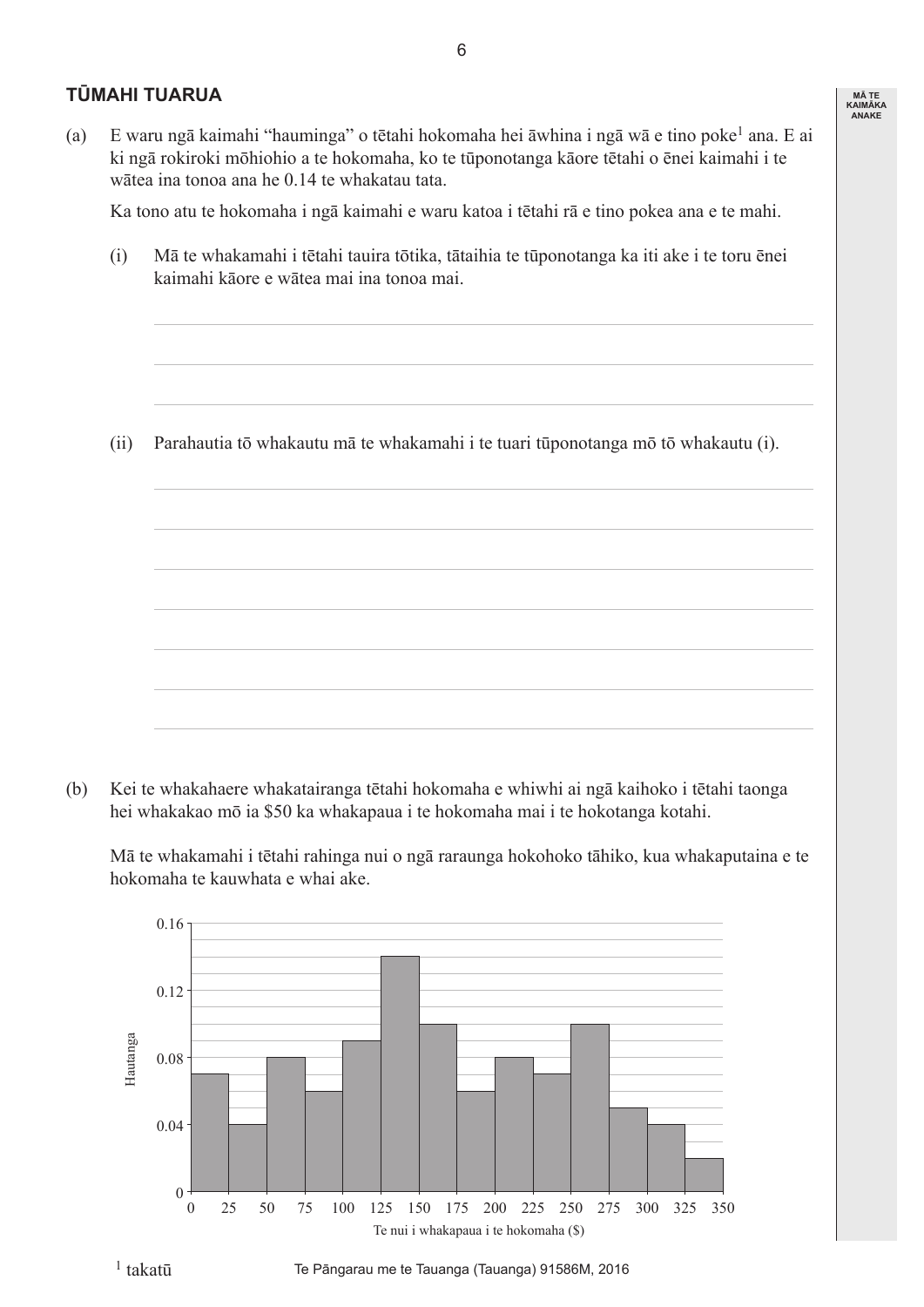## TŪMAHI TUARUA

(a) E waru ngā kaimahi "hauminga" o tētahi hokomaha hei āwhina i ngā wā e tino poke[1] ana. E ai ki ngā rokiroki mōhiohio a te hokomaha, ko te tūponotanga kāore tētahi o ēnei kaimahi i te wātea ina tonoa ana he 0.14 te whakatau tata.

Ka tono atu te hokomaha i ngā kaimahi e waru katoa i tētahi rā e tino pokea ana e te mahi.

(i) Mā te whakamahi i tētahi tauira tōtika, tātaihia te tūponotanga ka iti ake i te toru ēnei kaimahi kāore e wātea mai ina tonoa mai.

(ii) Parahautia tō whakautu mā te whakamahi i te tuari tūponotanga mō tō whakautu (i).

(b) Kei te whakahaere whakatairanga tētahi hokomaha e whiwhi ai ngā kaihoko i tētahi taonga hei whakakao mō ia $50 ka whakapaua i te hokomaha mai i te hokotanga kotahi.

Mā te whakamahi i tētahi rahinga nui o ngā raraunga hokohoko tāhiko, kua whakaputaina e te hokomaha te kauwhata e whai ake.

Hautanga

Te nui i whakapaua i te hokomaha ($)

[1] takatū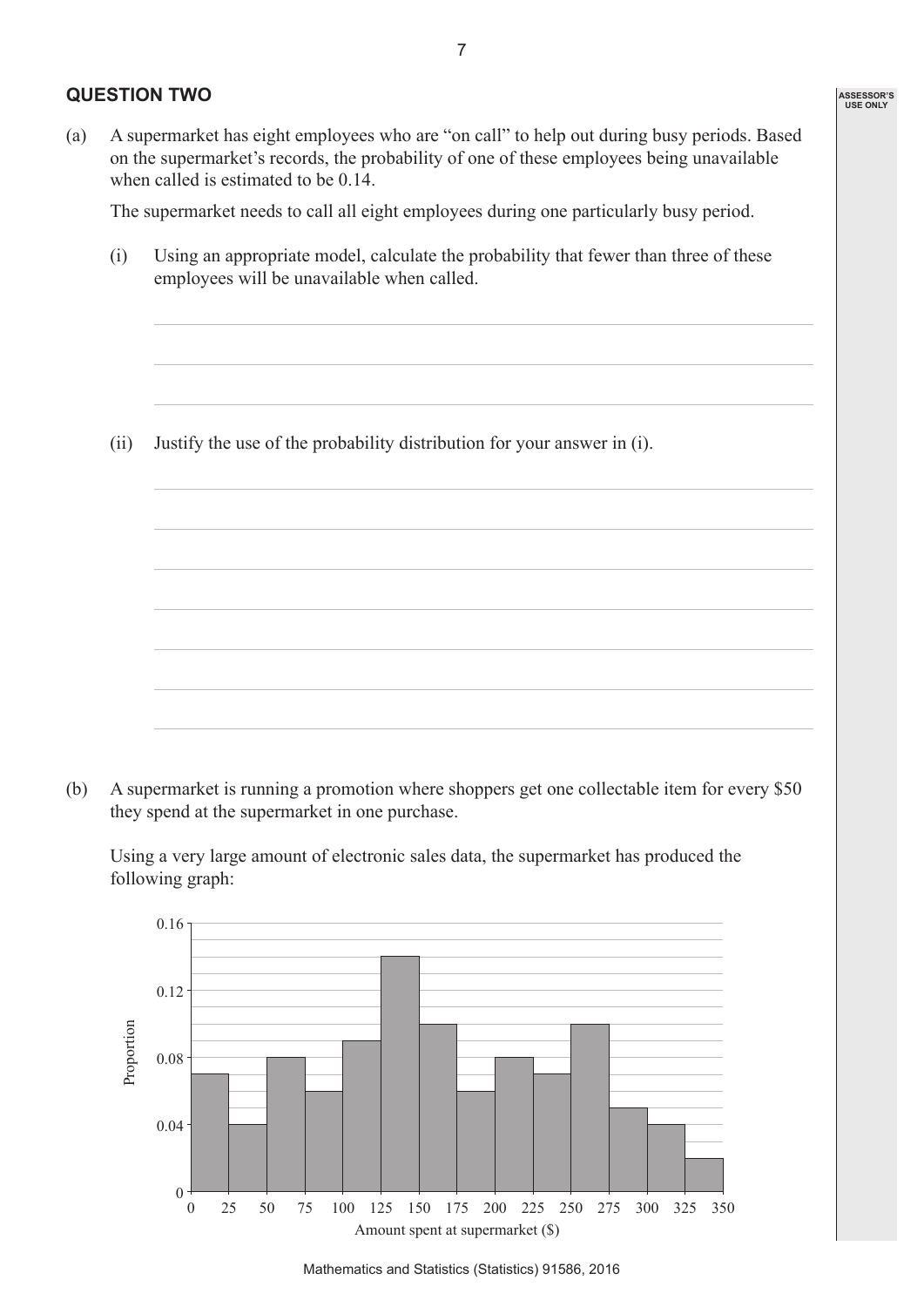## QUESTION TWO

(a) A supermarket has eight employees who are "on call" to help out during busy periods. Based on the supermarket's records, the probability of one of these employees being unavailable when called is estimated to be 0.14.

The supermarket needs to call all eight employees during one particularly busy period.

(i) Using an appropriate model, calculate the probability that fewer than three of these employees will be unavailable when called.

(ii) Justify the use of the probability distribution for your answer in (i).

(b) A supermarket is running a promotion where shoppers get one collectable item for every \$50 they spend at the supermarket in one purchase.

Using a very large amount of electronic sales data, the supermarket has produced the following graph:

| Amount spent at supermarket (\$) | Proportion |
|---|---|
| 0–25 | 0.07 |
| 25–50 | 0.04 |
| 50–75 | 0.08 |
| 75–100 | 0.06 |
| 100–125 | 0.09 |
| 125–150 | 0.14 |
| 150–175 | 0.10 |
| 175–200 | 0.06 |
| 200–225 | 0.08 |
| 225–250 | 0.07 |
| 250–275 | 0.10 |
| 275–300 | 0.05 |
| 300–325 | 0.04 |
| 325–350 | 0.02 |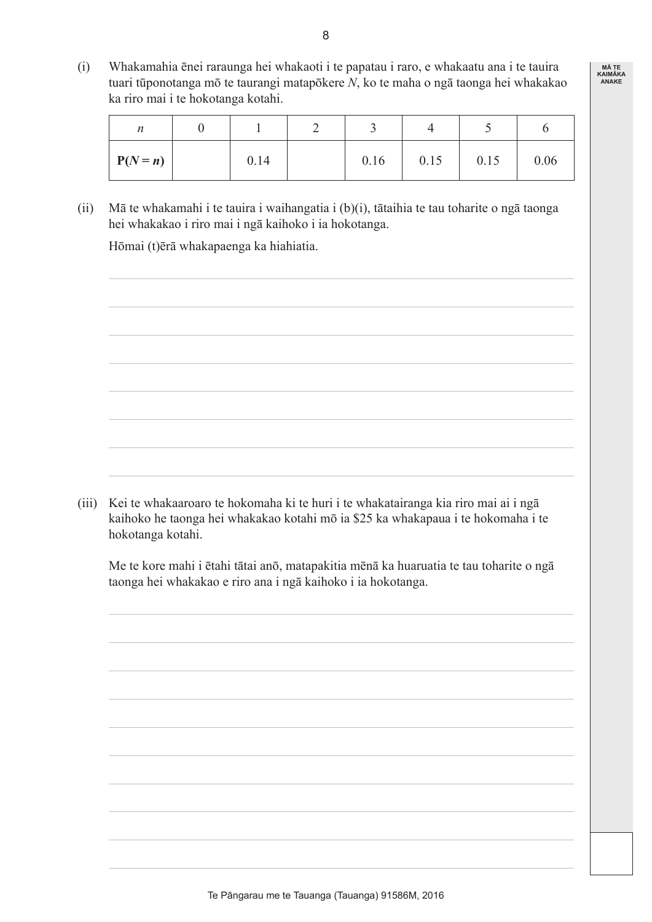(i) Whakamahia ēnei raraunga hei whakaoti i te papatau i raro, e whakaatu ana i te tauira tuari tūponotanga mō te taurangi matapōkere $N$, ko te maha o ngā taonga hei whakakao ka riro mai i te hokotanga kotahi.

| $n$ | 0 | 1 | 2 | 3 | 4 | 5 | 6 |
|---|---|---|---|---|---|---|---|
| **P($N = n$)** | | 0.14 | | 0.16 | 0.15 | 0.15 | 0.06 |

(ii) Mā te whakamahi i te tauira i waihangatia i (b)(i), tātaihia te tau toharite o ngā taonga hei whakakao i riro mai i ngā kaihoko i ia hokotanga.

Hōmai (t)ērā whakapaenga ka hiahiatia.

(iii) Kei te whakaaroaro te hokomaha ki te huri i te whakatairanga kia riro mai ai i ngā kaihoko he taonga hei whakakao kotahi mō ia $25 ka whakapaua i te hokomaha i te hokotanga kotahi.

Me te kore mahi i ētahi tātai anō, matapakitia mēnā ka huaruatia te tau toharite o ngā taonga hei whakakao e riro ana i ngā kaihoko i ia hokotanga.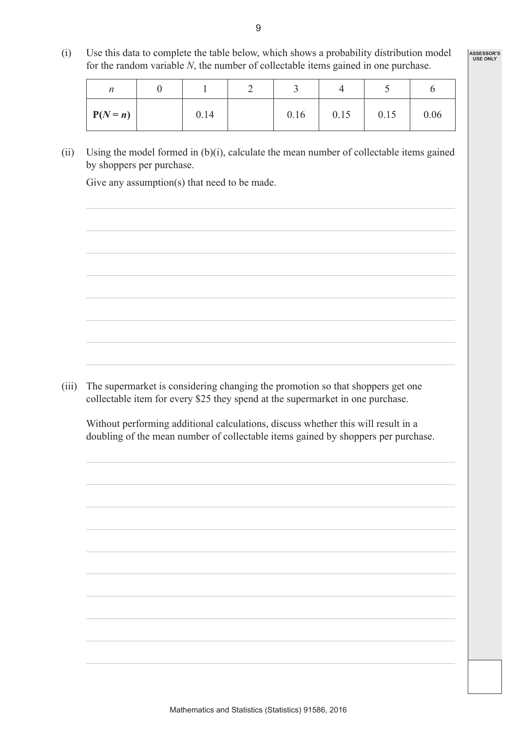(i) Use this data to complete the table below, which shows a probability distribution model for the random variable $N$, the number of collectable items gained in one purchase.

| $n$ | 0 | 1 | 2 | 3 | 4 | 5 | 6 |
|---|---|---|---|---|---|---|---|
| **P($N = n$)** | | 0.14 | | 0.16 | 0.15 | 0.15 | 0.06 |

(ii) Using the model formed in (b)(i), calculate the mean number of collectable items gained by shoppers per purchase.

Give any assumption(s) that need to be made.

(iii) The supermarket is considering changing the promotion so that shoppers get one collectable item for every $25 they spend at the supermarket in one purchase.

Without performing additional calculations, discuss whether this will result in a doubling of the mean number of collectable items gained by shoppers per purchase.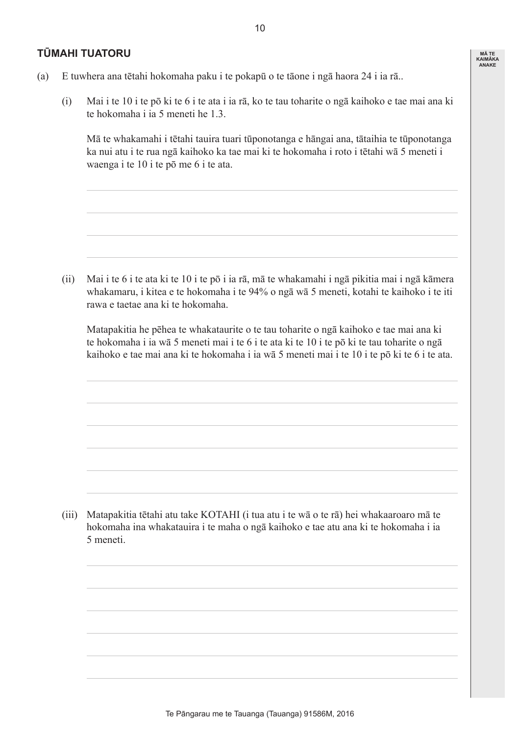## TŪMAHI TUATORU

(a) E tuwhera ana tētahi hokomaha paku i te pokapū o te tāone i ngā haora 24 i ia rā..

(i) Mai i te 10 i te pō ki te 6 i te ata i ia rā, ko te tau toharite o ngā kaihoko e tae mai ana ki te hokomaha i ia 5 meneti he 1.3.

Mā te whakamahi i tētahi tauira tuari tūponotanga e hāngai ana, tātaihia te tūponotanga ka nui atu i te rua ngā kaihoko ka tae mai ki te hokomaha i roto i tētahi wā 5 meneti i waenga i te 10 i te pō me 6 i te ata.

(ii) Mai i te 6 i te ata ki te 10 i te pō i ia rā, mā te whakamahi i ngā pikitia mai i ngā kāmera whakamaru, i kitea e te hokomaha i te 94% o ngā wā 5 meneti, kotahi te kaihoko i te iti rawa e taetae ana ki te hokomaha.

Matapakitia he pēhea te whakataurite o te tau toharite o ngā kaihoko e tae mai ana ki te hokomaha i ia wā 5 meneti mai i te 6 i te ata ki te 10 i te pō ki te tau toharite o ngā kaihoko e tae mai ana ki te hokomaha i ia wā 5 meneti mai i te 10 i te pō ki te 6 i te ata.

(iii) Matapakitia tētahi atu take KOTAHI (i tua atu i te wā o te rā) hei whakaaroaro mā te hokomaha ina whakatauira i te maha o ngā kaihoko e tae atu ana ki te hokomaha i ia 5 meneti.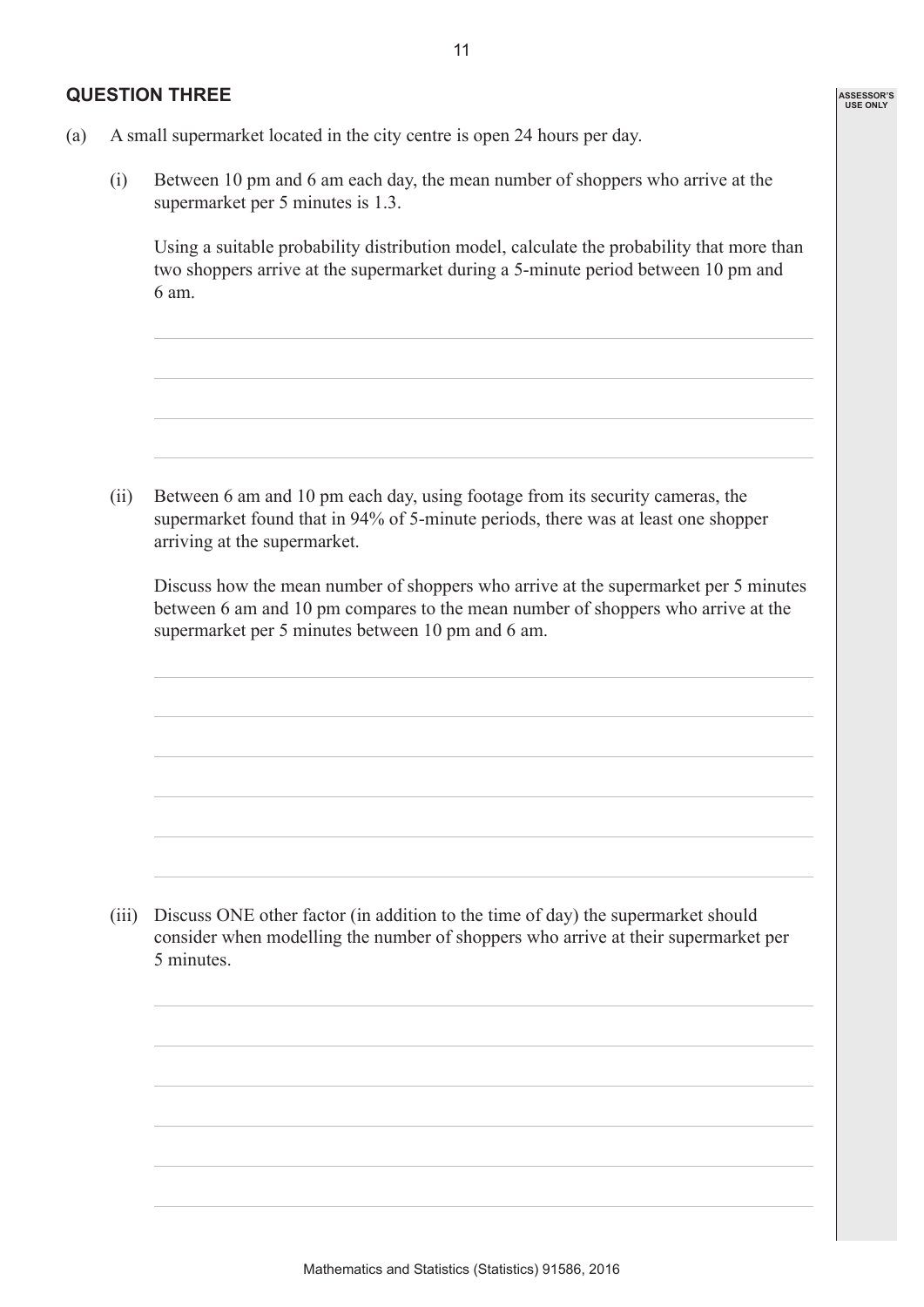## QUESTION THREE

(a) A small supermarket located in the city centre is open 24 hours per day.

(i) Between 10 pm and 6 am each day, the mean number of shoppers who arrive at the supermarket per 5 minutes is 1.3.

Using a suitable probability distribution model, calculate the probability that more than two shoppers arrive at the supermarket during a 5-minute period between 10 pm and 6 am.

(ii) Between 6 am and 10 pm each day, using footage from its security cameras, the supermarket found that in 94% of 5-minute periods, there was at least one shopper arriving at the supermarket.

Discuss how the mean number of shoppers who arrive at the supermarket per 5 minutes between 6 am and 10 pm compares to the mean number of shoppers who arrive at the supermarket per 5 minutes between 10 pm and 6 am.

(iii) Discuss ONE other factor (in addition to the time of day) the supermarket should consider when modelling the number of shoppers who arrive at their supermarket per 5 minutes.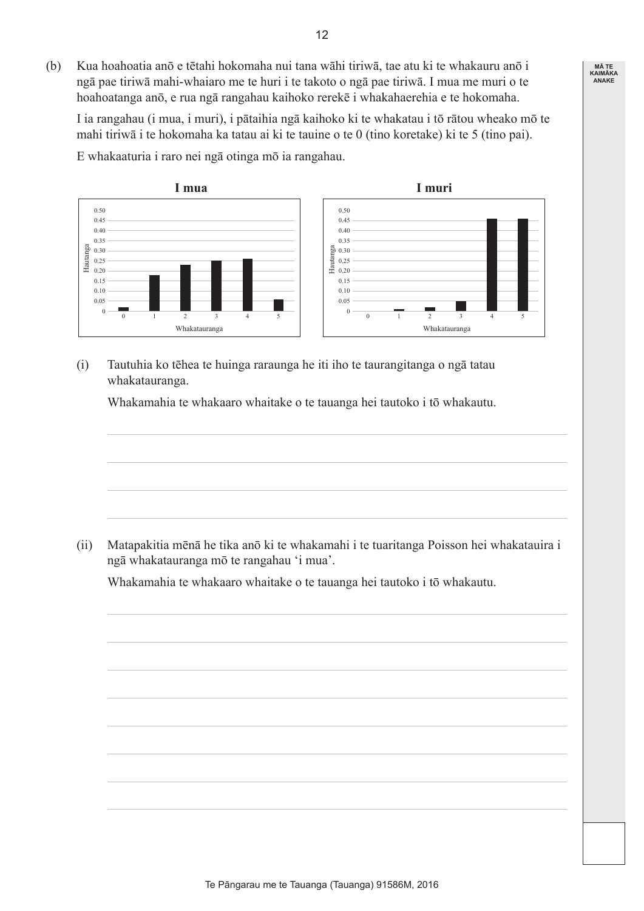(b) Kua hoahoatia anō e tētahi hokomaha nui tana wāhi tiriwā, tae atu ki te whakauru anō i ngā pae tiriwā mahi-whaiaro me te huri i te takoto o ngā pae tiriwā. I mua me muri o te hoahoatanga anō, e rua ngā rangahau kaihoko rerekē i whakahaerehia e te hokomaha.

I ia rangahau (i mua, i muri), i pātaihia ngā kaihoko ki te whakatau i tō rātou wheako mō te mahi tiriwā i te hokomaha ka tatau ai ki te tauine o te 0 (tino koretake) ki te 5 (tino pai).

E whakaaturia i raro nei ngā otinga mō ia rangahau.

**I mua**

| Whakatauranga | 0 | 1 | 2 | 3 | 4 | 5 |
|---|---|---|---|---|---|---|
| Hautanga | 0.02 | 0.18 | 0.23 | 0.25 | 0.26 | 0.06 |

**I muri**

| Whakatauranga | 0 | 1 | 2 | 3 | 4 | 5 |
|---|---|---|---|---|---|---|
| Hautanga | 0 | 0.01 | 0.02 | 0.05 | 0.46 | 0.46 |

(i) Tautuhia ko tēhea te huinga raraunga he iti iho te taurangitanga o ngā tatau whakatauranga.

Whakamahia te whakaaro whaitake o te tauanga hei tautoko i tō whakautu.

(ii) Matapakitia mēnā he tika anō ki te whakamahi i te tuaritanga Poisson hei whakatauira i ngā whakatauranga mō te rangahau 'i mua'.

Whakamahia te whakaaro whaitake o te tauanga hei tautoko i tō whakautu.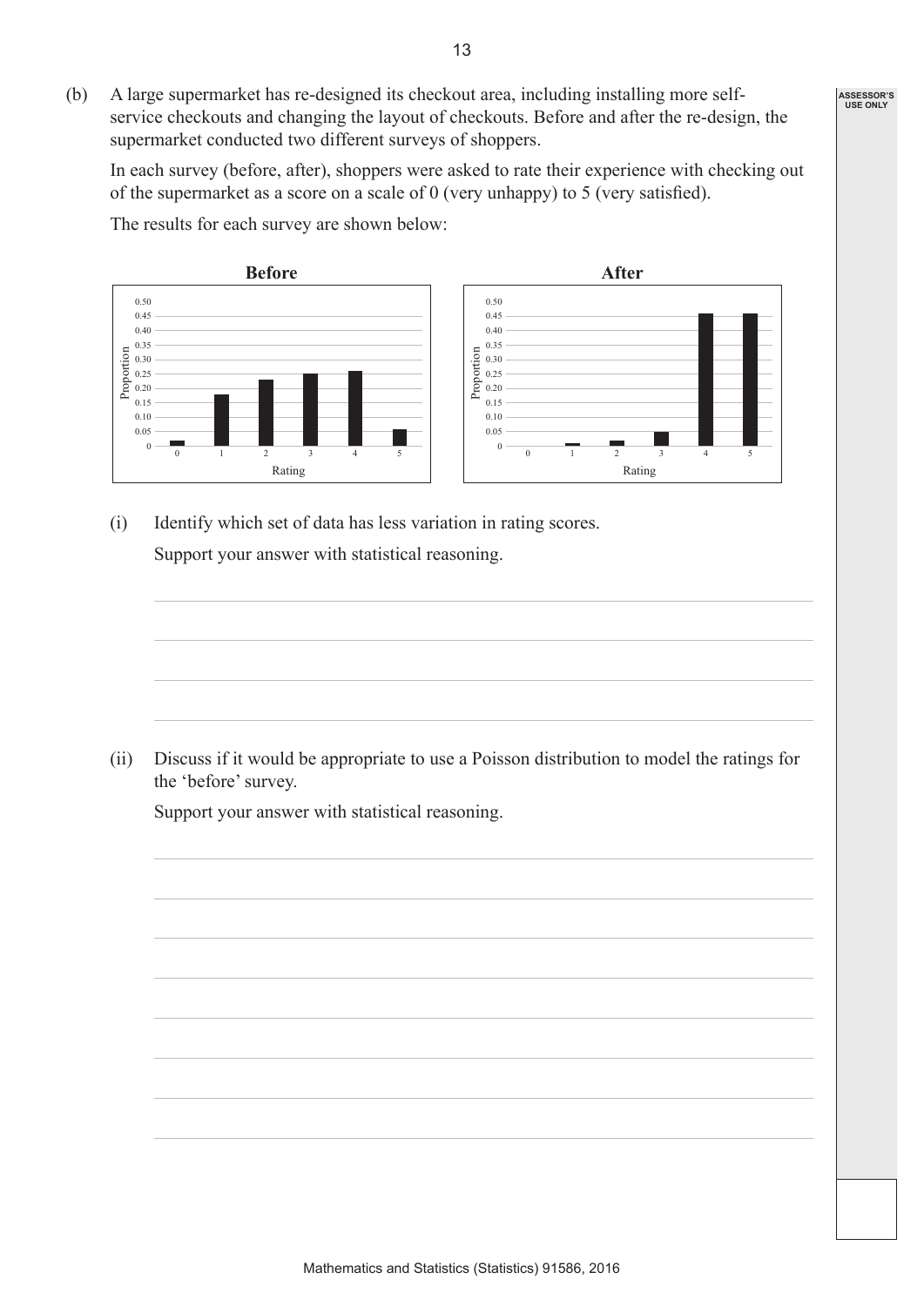(b) A large supermarket has re-designed its checkout area, including installing more self-service checkouts and changing the layout of checkouts. Before and after the re-design, the supermarket conducted two different surveys of shoppers.

In each survey (before, after), shoppers were asked to rate their experience with checking out of the supermarket as a score on a scale of 0 (very unhappy) to 5 (very satisfied).

The results for each survey are shown below:

(i) Identify which set of data has less variation in rating scores.

Support your answer with statistical reasoning.

(ii) Discuss if it would be appropriate to use a Poisson distribution to model the ratings for the 'before' survey.

Support your answer with statistical reasoning.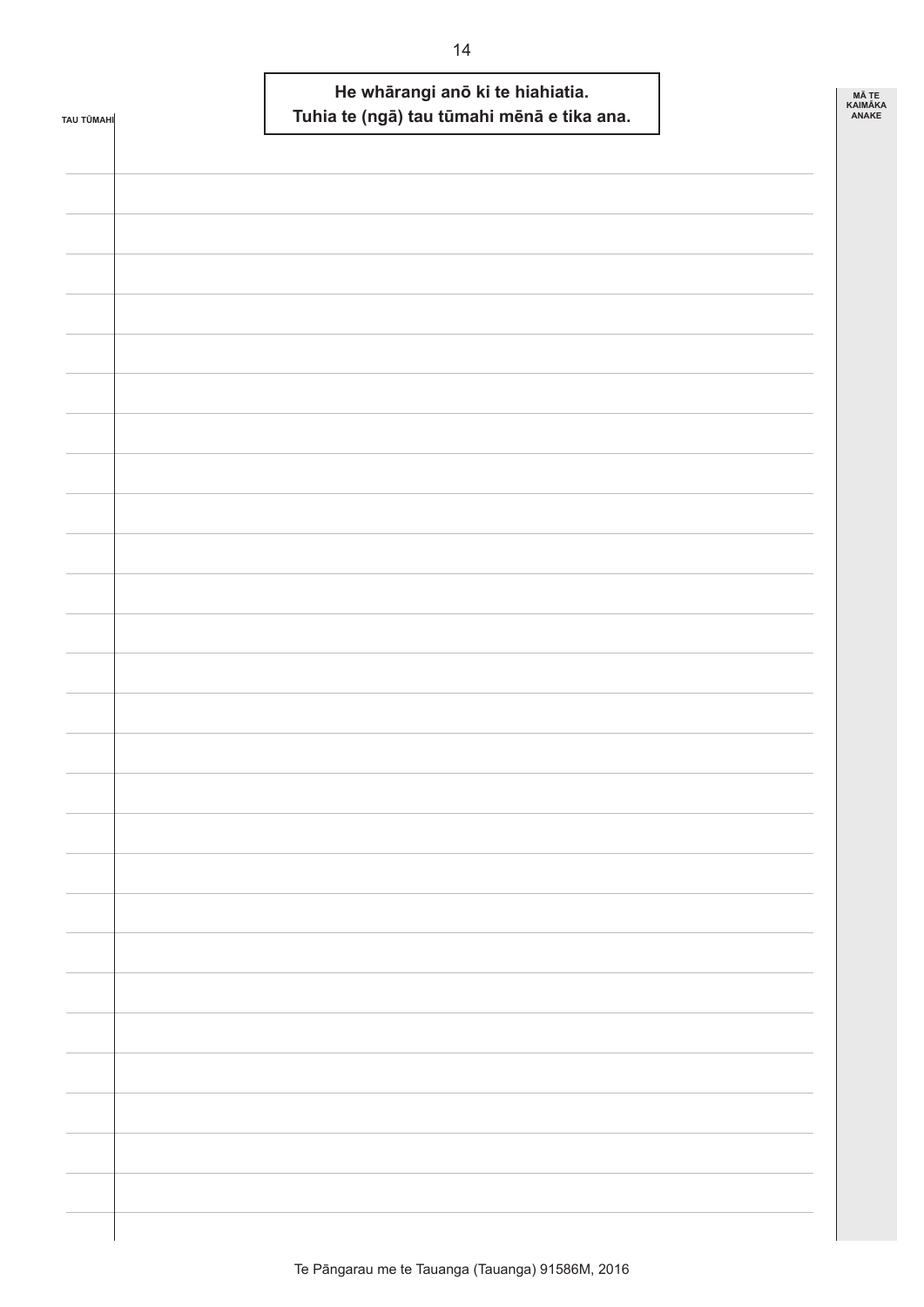**He whārangi anō ki te hiahiatia.**
**Tuhia te (ngā) tau tūmahi mēnā e tika ana.**

TAU TŪMAHI

MĀ TE KAIMĀKA ANAKE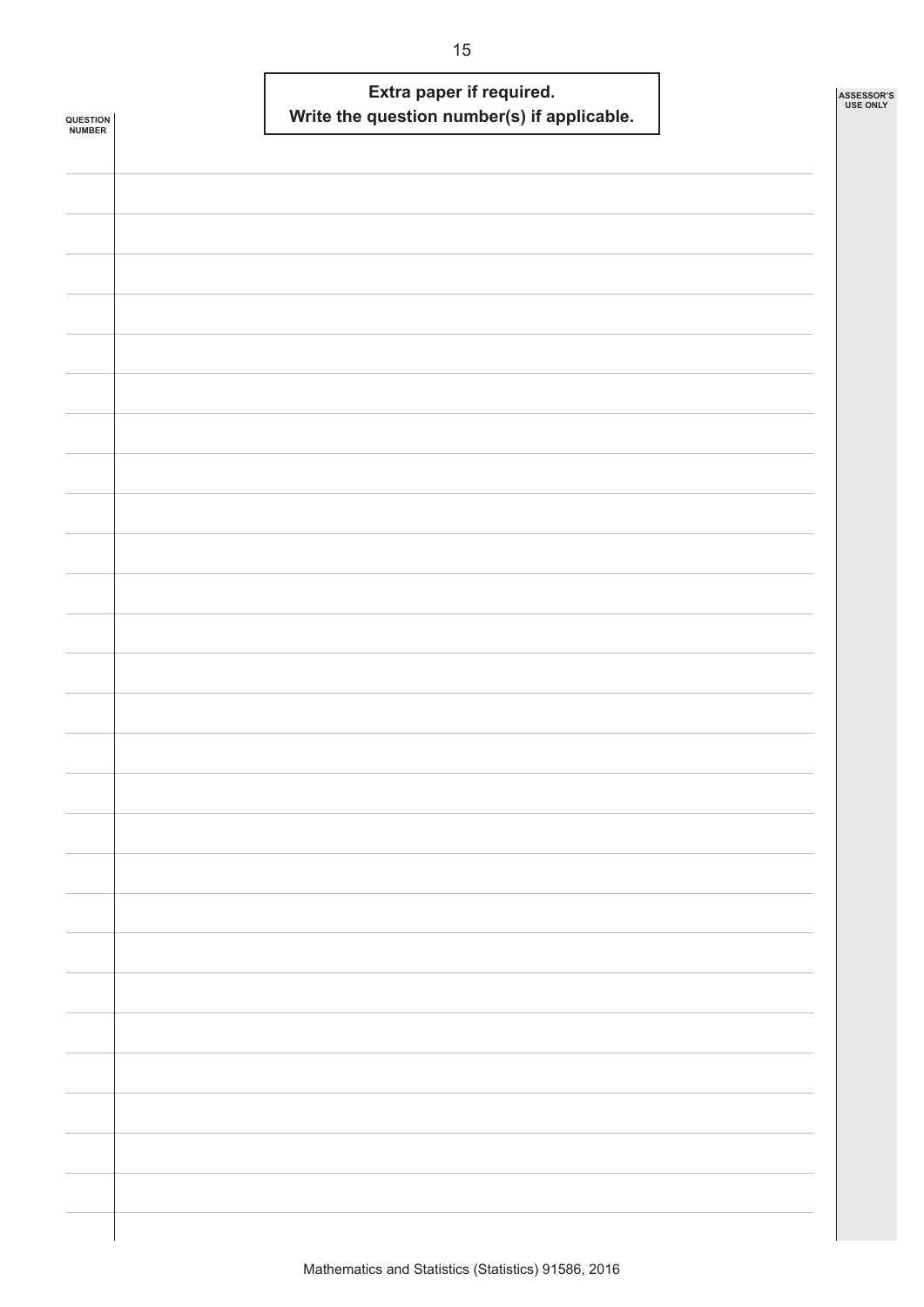**Extra paper if required.**
**Write the question number(s) if applicable.**

QUESTION NUMBER

ASSESSOR'S USE ONLY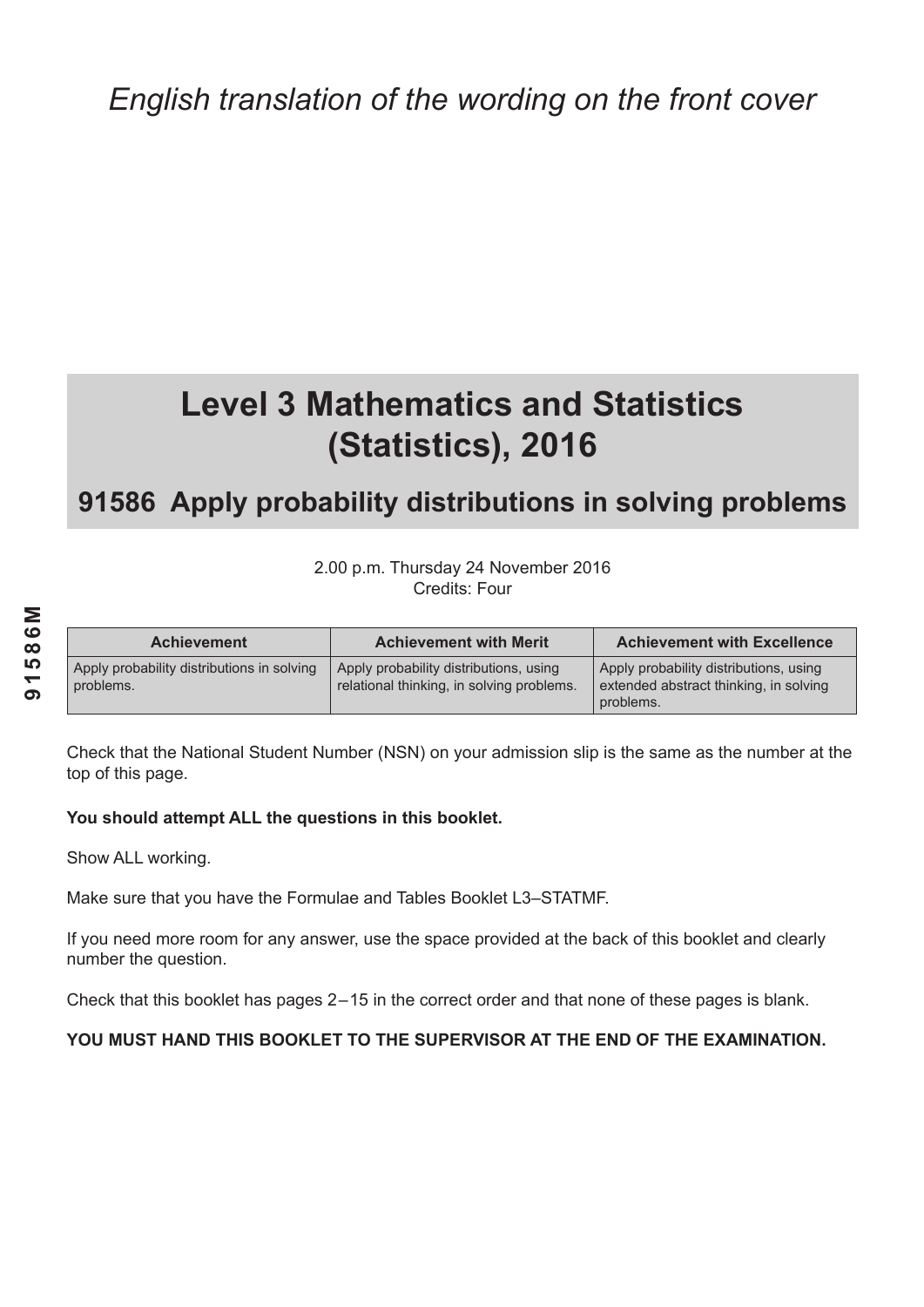*English translation of the wording on the front cover*

# Level 3 Mathematics and Statistics (Statistics), 2016

## 91586 Apply probability distributions in solving problems

2.00 p.m. Thursday 24 November 2016
Credits: Four

| Achievement | Achievement with Merit | Achievement with Excellence |
|---|---|---|
| Apply probability distributions in solving problems. | Apply probability distributions, using relational thinking, in solving problems. | Apply probability distributions, using extended abstract thinking, in solving problems. |

Check that the National Student Number (NSN) on your admission slip is the same as the number at the top of this page.

**You should attempt ALL the questions in this booklet.**

Show ALL working.

Make sure that you have the Formulae and Tables Booklet L3–STATMF.

If you need more room for any answer, use the space provided at the back of this booklet and clearly number the question.

Check that this booklet has pages 2 – 15 in the correct order and that none of these pages is blank.

**YOU MUST HAND THIS BOOKLET TO THE SUPERVISOR AT THE END OF THE EXAMINATION.**